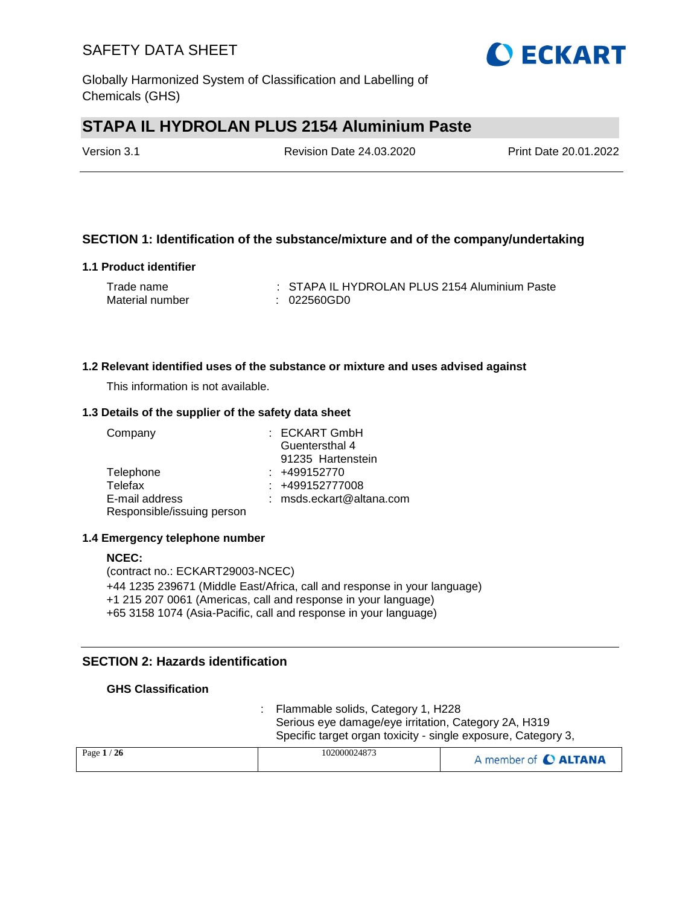# SAFETY DATA SHEET

Globally Harmonized System of Classification and Labelling of Chemicals (GHS)

## STAPA IL HYDROLAN PLUS 2154 Aluminium Paste

Version 3.1 | Revision Date 24.03.2020 | Print Date 20.01.2022

## SECTION 1: Identification of the substance/mixture and of the company/undertaking

### 1.1 Product identifier

Trade name : STAPA IL HYDROLAN PLUS 2154 Aluminium Paste
Material number : 022560GD0

### 1.2 Relevant identified uses of the substance or mixture and uses advised against

This information is not available.

### 1.3 Details of the supplier of the safety data sheet

Company : ECKART GmbH
Guentersthal 4
91235 Hartenstein
Telephone : +499152770
Telefax : +499152777008
E-mail address : msds.eckart@altana.com
Responsible/issuing person

### 1.4 Emergency telephone number

**NCEC:**
(contract no.: ECKART29003-NCEC)
+44 1235 239671 (Middle East/Africa, call and response in your language)
+1 215 207 0061 (Americas, call and response in your language)
+65 3158 1074 (Asia-Pacific, call and response in your language)

## SECTION 2: Hazards identification

**GHS Classification**

: Flammable solids, Category 1, H228
Serious eye damage/eye irritation, Category 2A, H319
Specific target organ toxicity - single exposure, Category 3,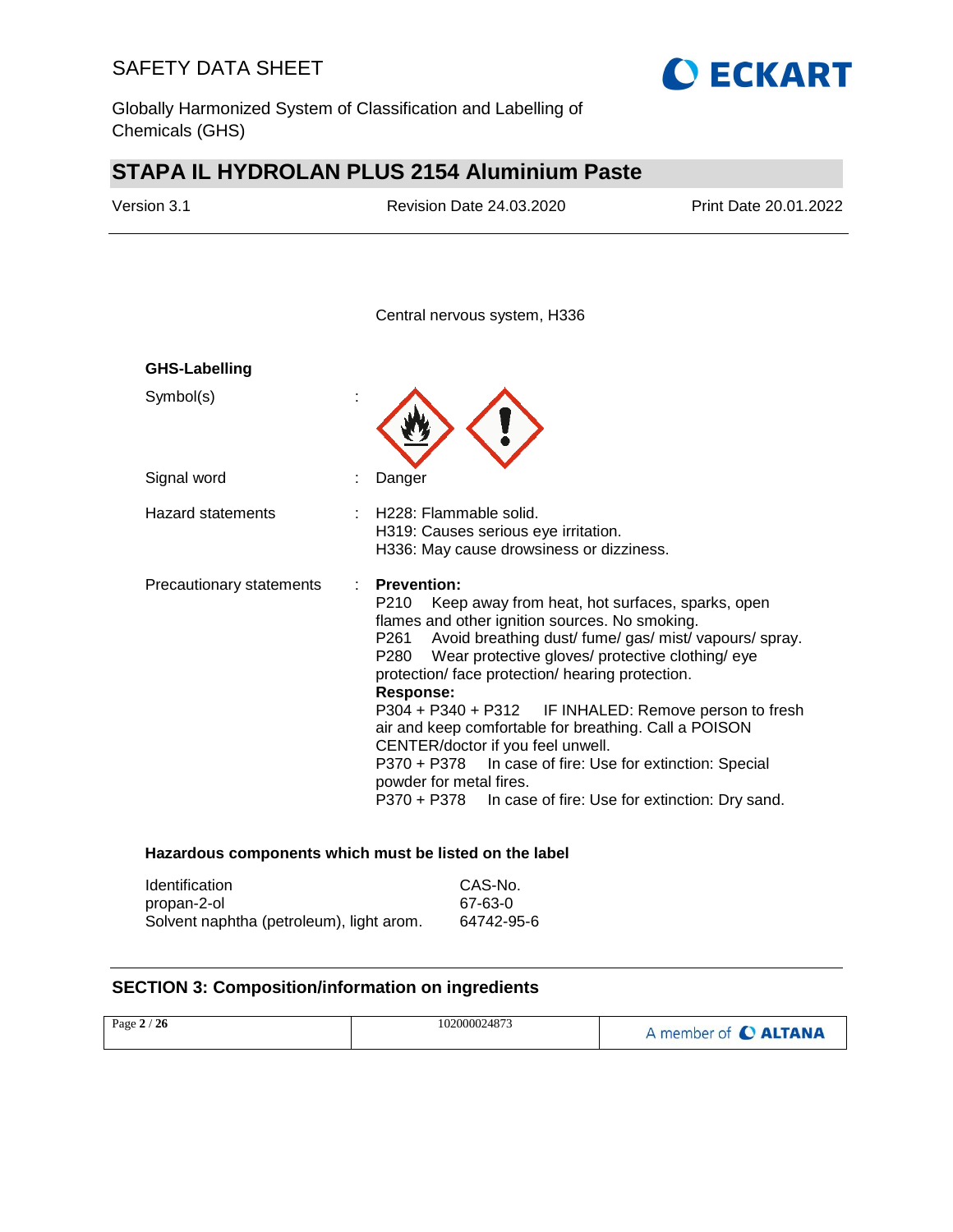Central nervous system, H336

**GHS-Labelling**

| | | |
|---|---|---|
| Symbol(s) | : | |
| Signal word | : | Danger |
| Hazard statements | : | H228: Flammable solid.<br>H319: Causes serious eye irritation.<br>H336: May cause drowsiness or dizziness. |
| Precautionary statements | : | **Prevention:**<br>P210 Keep away from heat, hot surfaces, sparks, open flames and other ignition sources. No smoking.<br>P261 Avoid breathing dust/ fume/ gas/ mist/ vapours/ spray.<br>P280 Wear protective gloves/ protective clothing/ eye protection/ face protection/ hearing protection.<br>**Response:**<br>P304 + P340 + P312 IF INHALED: Remove person to fresh air and keep comfortable for breathing. Call a POISON CENTER/doctor if you feel unwell.<br>P370 + P378 In case of fire: Use for extinction: Special powder for metal fires.<br>P370 + P378 In case of fire: Use for extinction: Dry sand. |

**Hazardous components which must be listed on the label**

| Identification | CAS-No. |
|---|---|
| propan-2-ol | 67-63-0 |
| Solvent naphtha (petroleum), light arom. | 64742-95-6 |

## SECTION 3: Composition/information on ingredients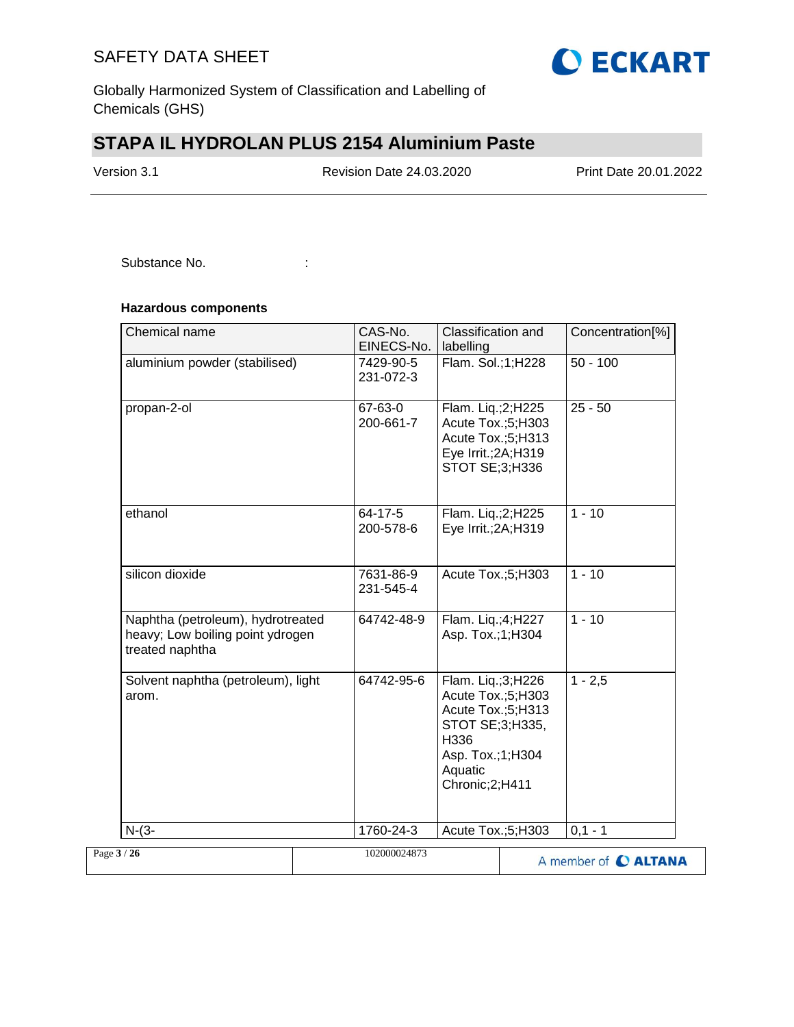Substance No. :

**Hazardous components**

| Chemical name | CAS-No.<br>EINECS-No. | Classification and labelling | Concentration[%] |
|---|---|---|---|
| aluminium powder (stabilised) | 7429-90-5<br>231-072-3 | Flam. Sol.;1;H228 | 50 - 100 |
| propan-2-ol | 67-63-0<br>200-661-7 | Flam. Liq.;2;H225<br>Acute Tox.;5;H303<br>Acute Tox.;5;H313<br>Eye Irrit.;2A;H319<br>STOT SE;3;H336 | 25 - 50 |
| ethanol | 64-17-5<br>200-578-6 | Flam. Liq.;2;H225<br>Eye Irrit.;2A;H319 | 1 - 10 |
| silicon dioxide | 7631-86-9<br>231-545-4 | Acute Tox.;5;H303 | 1 - 10 |
| Naphtha (petroleum), hydrotreated heavy; Low boiling point ydrogen treated naphtha | 64742-48-9 | Flam. Liq.;4;H227<br>Asp. Tox.;1;H304 | 1 - 10 |
| Solvent naphtha (petroleum), light arom. | 64742-95-6 | Flam. Liq.;3;H226<br>Acute Tox.;5;H303<br>Acute Tox.;5;H313<br>STOT SE;3;H335, H336<br>Asp. Tox.;1;H304<br>Aquatic Chronic;2;H411 | 1 - 2,5 |
| N-(3- | 1760-24-3 | Acute Tox.;5;H303 | 0,1 - 1 |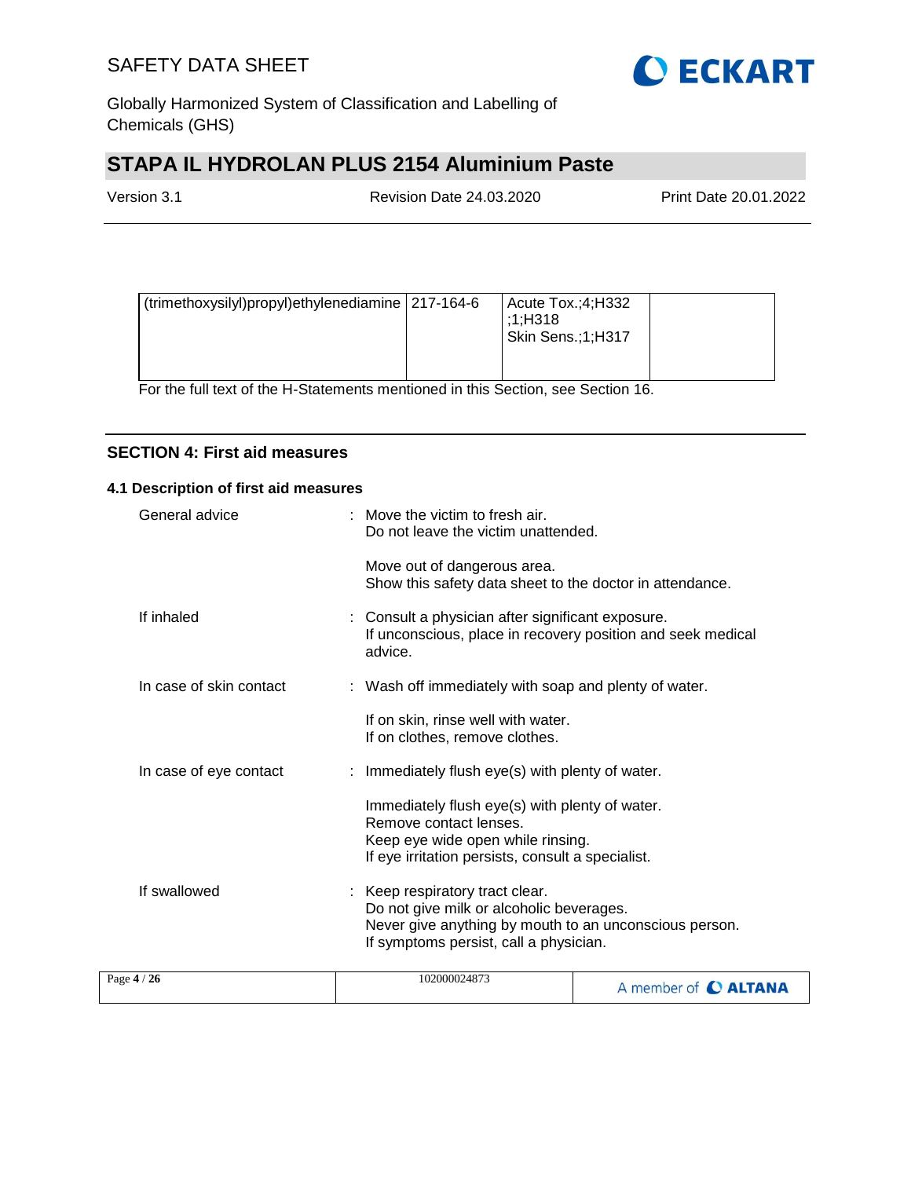| (trimethoxysilyl)propyl)ethylenediamine | 217-164-6 | Acute Tox.;4;H332<br>;1;H318<br>Skin Sens.;1;H317 | |
|---|---|---|---|

For the full text of the H-Statements mentioned in this Section, see Section 16.

## SECTION 4: First aid measures

### 4.1 Description of first aid measures

| | | |
|---|---|---|
| General advice | : | Move the victim to fresh air.<br>Do not leave the victim unattended.<br><br>Move out of dangerous area.<br>Show this safety data sheet to the doctor in attendance. |
| If inhaled | : | Consult a physician after significant exposure.<br>If unconscious, place in recovery position and seek medical advice. |
| In case of skin contact | : | Wash off immediately with soap and plenty of water.<br><br>If on skin, rinse well with water.<br>If on clothes, remove clothes. |
| In case of eye contact | : | Immediately flush eye(s) with plenty of water.<br><br>Immediately flush eye(s) with plenty of water.<br>Remove contact lenses.<br>Keep eye wide open while rinsing.<br>If eye irritation persists, consult a specialist. |
| If swallowed | : | Keep respiratory tract clear.<br>Do not give milk or alcoholic beverages.<br>Never give anything by mouth to an unconscious person.<br>If symptoms persist, call a physician. |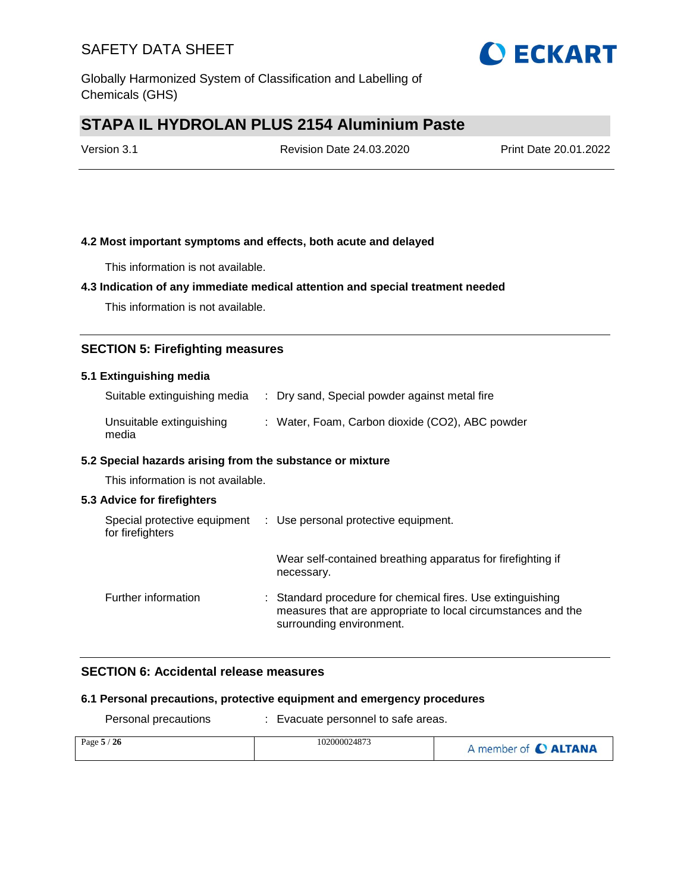### 4.2 Most important symptoms and effects, both acute and delayed

This information is not available.

### 4.3 Indication of any immediate medical attention and special treatment needed

This information is not available.

## SECTION 5: Firefighting measures

### 5.1 Extinguishing media

| | | |
|---|---|---|
| Suitable extinguishing media | : | Dry sand, Special powder against metal fire |
| Unsuitable extinguishing media | : | Water, Foam, Carbon dioxide ($CO_2$), ABC powder |

### 5.2 Special hazards arising from the substance or mixture

This information is not available.

### 5.3 Advice for firefighters

| | | |
|---|---|---|
| Special protective equipment for firefighters | : | Use personal protective equipment.<br><br>Wear self-contained breathing apparatus for firefighting if necessary. |
| Further information | : | Standard procedure for chemical fires. Use extinguishing measures that are appropriate to local circumstances and the surrounding environment. |

## SECTION 6: Accidental release measures

### 6.1 Personal precautions, protective equipment and emergency procedures

| | | |
|---|---|---|
| Personal precautions | : | Evacuate personnel to safe areas. |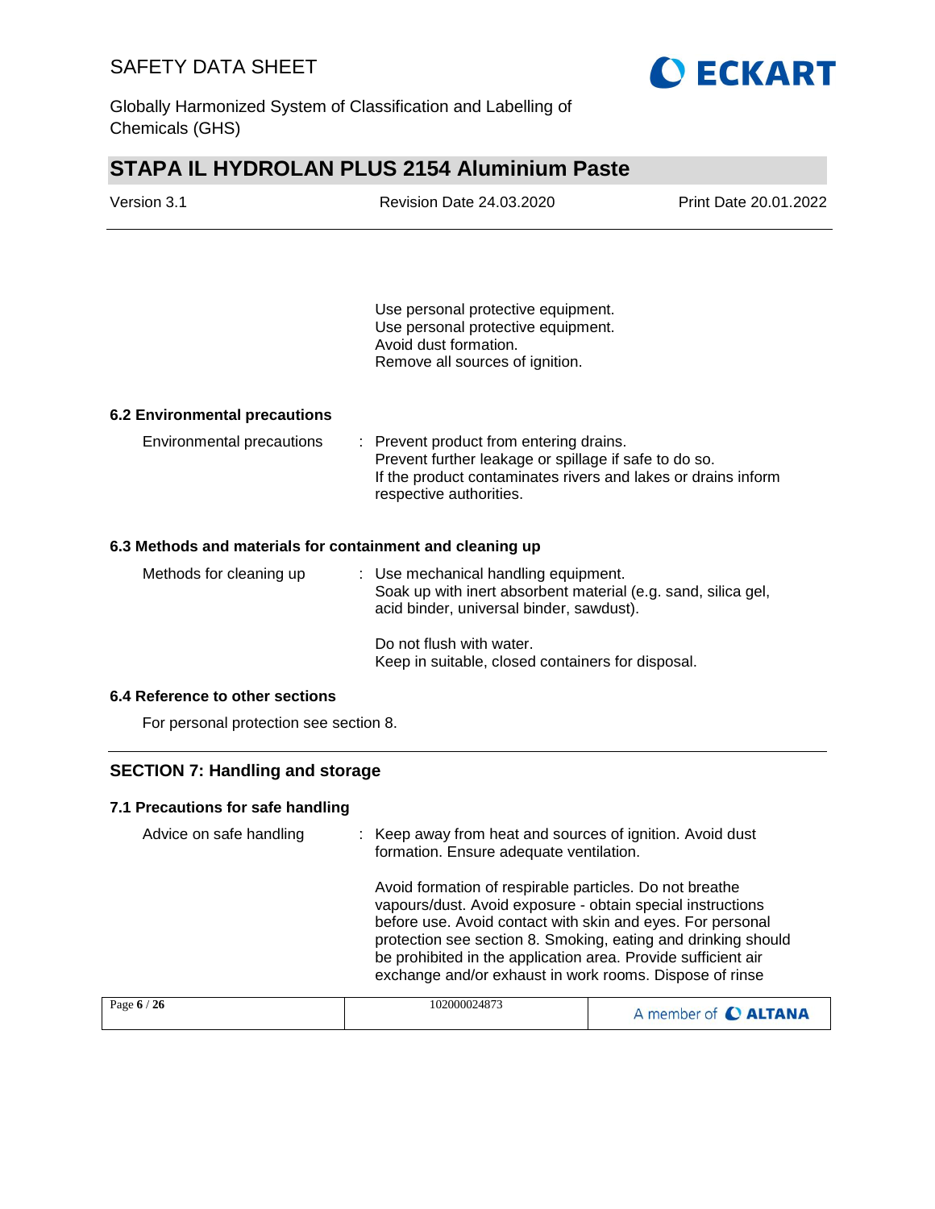Use personal protective equipment.
Use personal protective equipment.
Avoid dust formation.
Remove all sources of ignition.

### 6.2 Environmental precautions

| | | |
|---|---|---|
| Environmental precautions | : | Prevent product from entering drains. Prevent further leakage or spillage if safe to do so. If the product contaminates rivers and lakes or drains inform respective authorities. |

### 6.3 Methods and materials for containment and cleaning up

| | | |
|---|---|---|
| Methods for cleaning up | : | Use mechanical handling equipment. Soak up with inert absorbent material (e.g. sand, silica gel, acid binder, universal binder, sawdust).<br><br>Do not flush with water. Keep in suitable, closed containers for disposal. |

### 6.4 Reference to other sections

For personal protection see section 8.

## SECTION 7: Handling and storage

### 7.1 Precautions for safe handling

| | | |
|---|---|---|
| Advice on safe handling | : | Keep away from heat and sources of ignition. Avoid dust formation. Ensure adequate ventilation.<br><br>Avoid formation of respirable particles. Do not breathe vapours/dust. Avoid exposure - obtain special instructions before use. Avoid contact with skin and eyes. For personal protection see section 8. Smoking, eating and drinking should be prohibited in the application area. Provide sufficient air exchange and/or exhaust in work rooms. Dispose of rinse |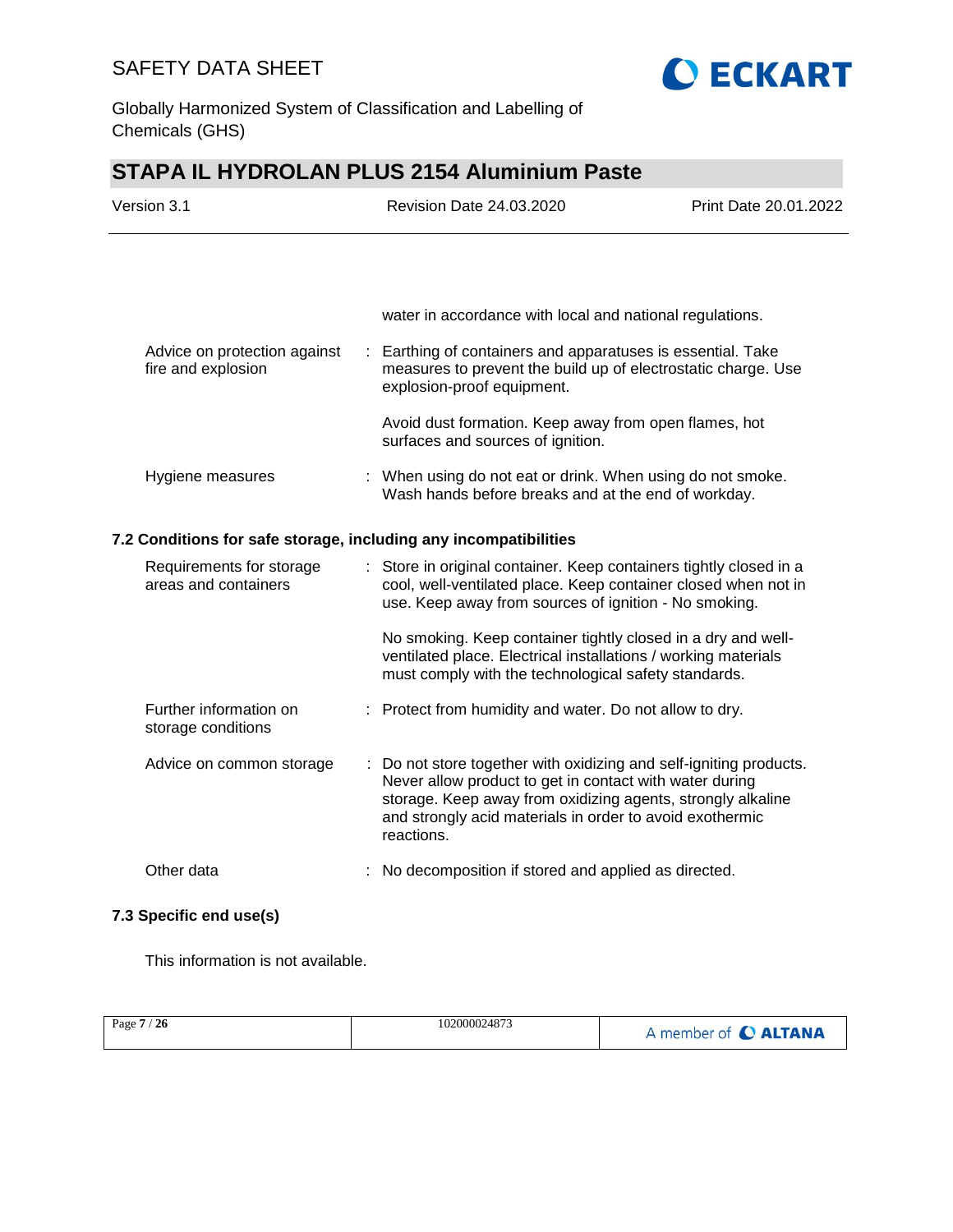water in accordance with local and national regulations.

| | |
|---|---|
| Advice on protection against fire and explosion | : Earthing of containers and apparatuses is essential. Take measures to prevent the build up of electrostatic charge. Use explosion-proof equipment.<br><br>Avoid dust formation. Keep away from open flames, hot surfaces and sources of ignition. |
| Hygiene measures | : When using do not eat or drink. When using do not smoke. Wash hands before breaks and at the end of workday. |

### 7.2 Conditions for safe storage, including any incompatibilities

| | |
|---|---|
| Requirements for storage areas and containers | : Store in original container. Keep containers tightly closed in a cool, well-ventilated place. Keep container closed when not in use. Keep away from sources of ignition - No smoking.<br><br>No smoking. Keep container tightly closed in a dry and well-ventilated place. Electrical installations / working materials must comply with the technological safety standards. |
| Further information on storage conditions | : Protect from humidity and water. Do not allow to dry. |
| Advice on common storage | : Do not store together with oxidizing and self-igniting products. Never allow product to get in contact with water during storage. Keep away from oxidizing agents, strongly alkaline and strongly acid materials in order to avoid exothermic reactions. |
| Other data | : No decomposition if stored and applied as directed. |

### 7.3 Specific end use(s)

This information is not available.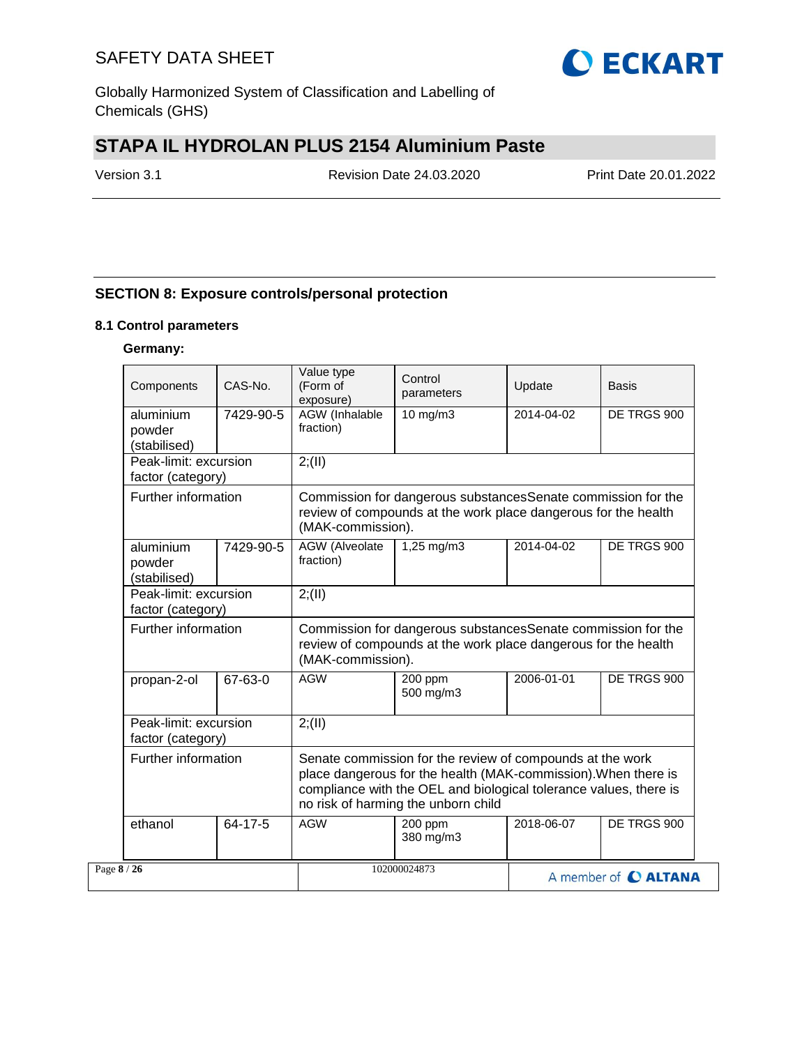## SECTION 8: Exposure controls/personal protection

### 8.1 Control parameters

**Germany:**

| Components | CAS-No. | Value type (Form of exposure) | Control parameters | Update | Basis |
|---|---|---|---|---|---|
| aluminium powder (stabilised) | 7429-90-5 | AGW (Inhalable fraction) | 10 mg/m3 | 2014-04-02 | DE TRGS 900 |
| Peak-limit: excursion factor (category) | | 2;(II) | | | |
| Further information | | Commission for dangerous substancesSenate commission for the review of compounds at the work place dangerous for the health (MAK-commission). | | | |
| aluminium powder (stabilised) | 7429-90-5 | AGW (Alveolate fraction) | 1,25 mg/m3 | 2014-04-02 | DE TRGS 900 |
| Peak-limit: excursion factor (category) | | 2;(II) | | | |
| Further information | | Commission for dangerous substancesSenate commission for the review of compounds at the work place dangerous for the health (MAK-commission). | | | |
| propan-2-ol | 67-63-0 | AGW | 200 ppm 500 mg/m3 | 2006-01-01 | DE TRGS 900 |
| Peak-limit: excursion factor (category) | | 2;(II) | | | |
| Further information | | Senate commission for the review of compounds at the work place dangerous for the health (MAK-commission).When there is compliance with the OEL and biological tolerance values, there is no risk of harming the unborn child | | | |
| ethanol | 64-17-5 | AGW | 200 ppm 380 mg/m3 | 2018-06-07 | DE TRGS 900 |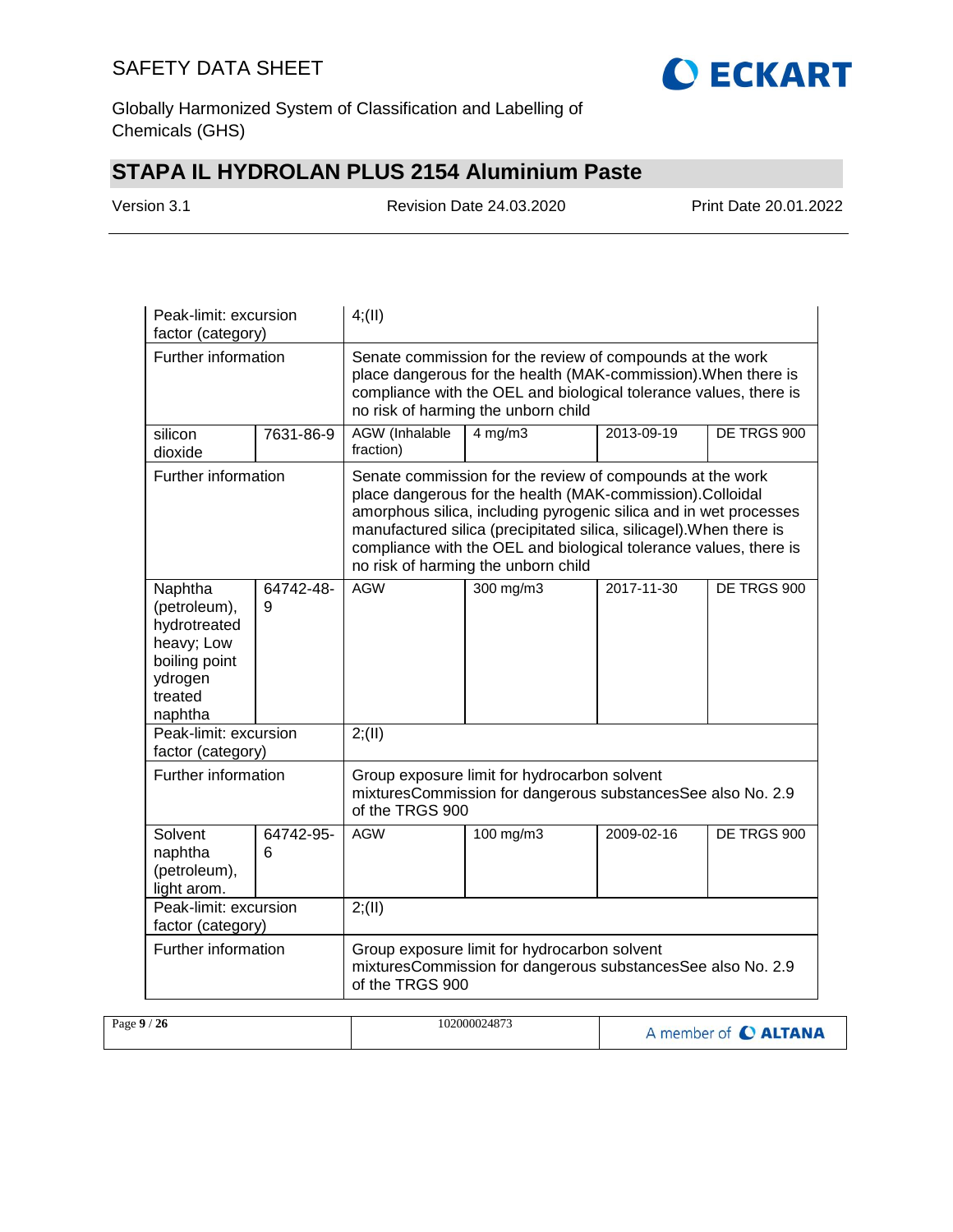| | | | | | |
|---|---|---|---|---|---|
| Peak-limit: excursion factor (category) | | 4;(II) | | | |
| Further information | | Senate commission for the review of compounds at the work place dangerous for the health (MAK-commission).When there is compliance with the OEL and biological tolerance values, there is no risk of harming the unborn child | | | |
| silicon dioxide | 7631-86-9 | AGW (Inhalable fraction) | 4 mg/m3 | 2013-09-19 | DE TRGS 900 |
| Further information | | Senate commission for the review of compounds at the work place dangerous for the health (MAK-commission).Colloidal amorphous silica, including pyrogenic silica and in wet processes manufactured silica (precipitated silica, silicagel).When there is compliance with the OEL and biological tolerance values, there is no risk of harming the unborn child | | | |
| Naphtha (petroleum), hydrotreated heavy; Low boiling point ydrogen treated naphtha | 64742-48-9 | AGW | 300 mg/m3 | 2017-11-30 | DE TRGS 900 |
| Peak-limit: excursion factor (category) | | 2;(II) | | | |
| Further information | | Group exposure limit for hydrocarbon solvent mixturesCommission for dangerous substancesSee also No. 2.9 of the TRGS 900 | | | |
| Solvent naphtha (petroleum), light arom. | 64742-95-6 | AGW | 100 mg/m3 | 2009-02-16 | DE TRGS 900 |
| Peak-limit: excursion factor (category) | | 2;(II) | | | |
| Further information | | Group exposure limit for hydrocarbon solvent mixturesCommission for dangerous substancesSee also No. 2.9 of the TRGS 900 | | | |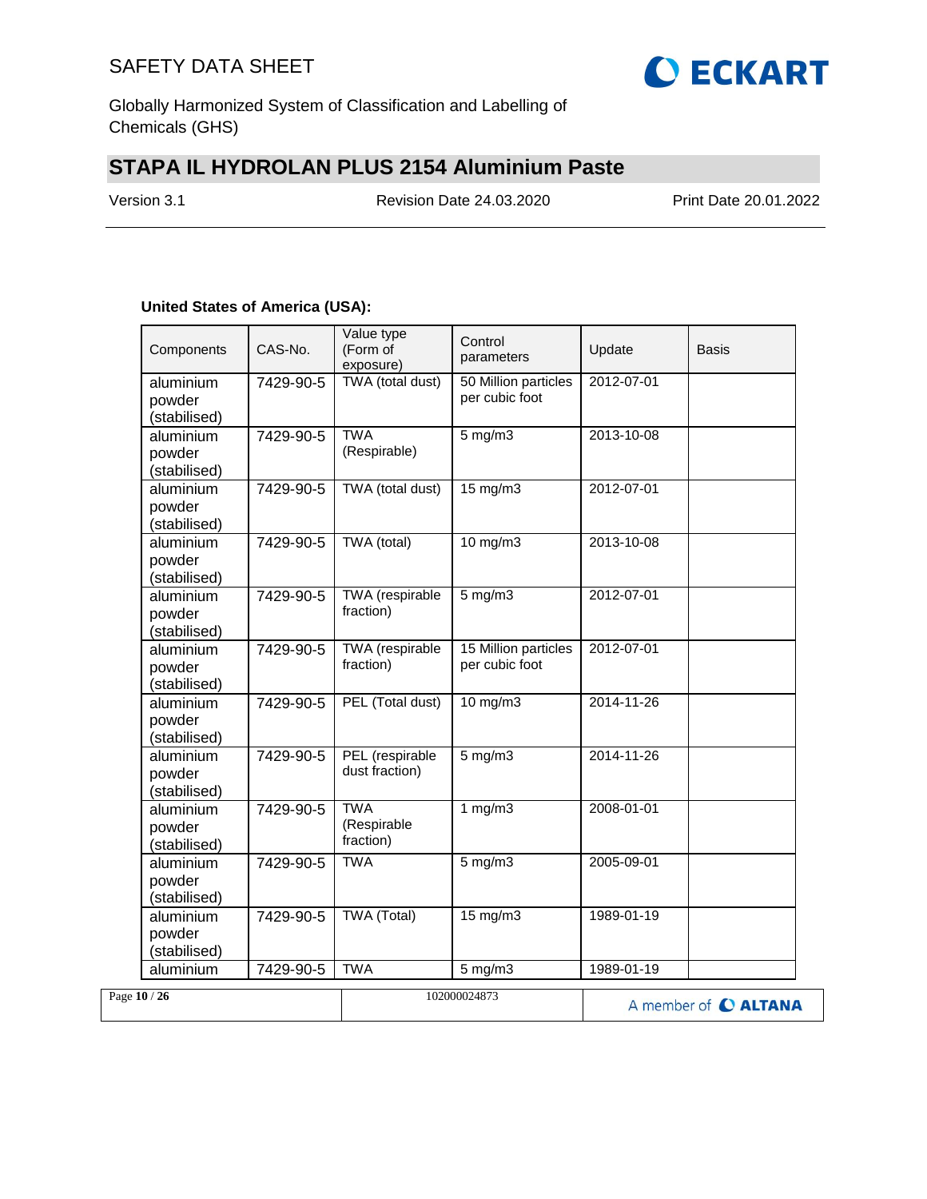**United States of America (USA):**

| Components | CAS-No. | Value type (Form of exposure) | Control parameters | Update | Basis |
|---|---|---|---|---|---|
| aluminium powder (stabilised) | 7429-90-5 | TWA (total dust) | 50 Million particles per cubic foot | 2012-07-01 | |
| aluminium powder (stabilised) | 7429-90-5 | TWA (Respirable) | 5 mg/m3 | 2013-10-08 | |
| aluminium powder (stabilised) | 7429-90-5 | TWA (total dust) | 15 mg/m3 | 2012-07-01 | |
| aluminium powder (stabilised) | 7429-90-5 | TWA (total) | 10 mg/m3 | 2013-10-08 | |
| aluminium powder (stabilised) | 7429-90-5 | TWA (respirable fraction) | 5 mg/m3 | 2012-07-01 | |
| aluminium powder (stabilised) | 7429-90-5 | TWA (respirable fraction) | 15 Million particles per cubic foot | 2012-07-01 | |
| aluminium powder (stabilised) | 7429-90-5 | PEL (Total dust) | 10 mg/m3 | 2014-11-26 | |
| aluminium powder (stabilised) | 7429-90-5 | PEL (respirable dust fraction) | 5 mg/m3 | 2014-11-26 | |
| aluminium powder (stabilised) | 7429-90-5 | TWA (Respirable fraction) | 1 mg/m3 | 2008-01-01 | |
| aluminium powder (stabilised) | 7429-90-5 | TWA | 5 mg/m3 | 2005-09-01 | |
| aluminium powder (stabilised) | 7429-90-5 | TWA (Total) | 15 mg/m3 | 1989-01-19 | |
| aluminium | 7429-90-5 | TWA | 5 mg/m3 | 1989-01-19 | |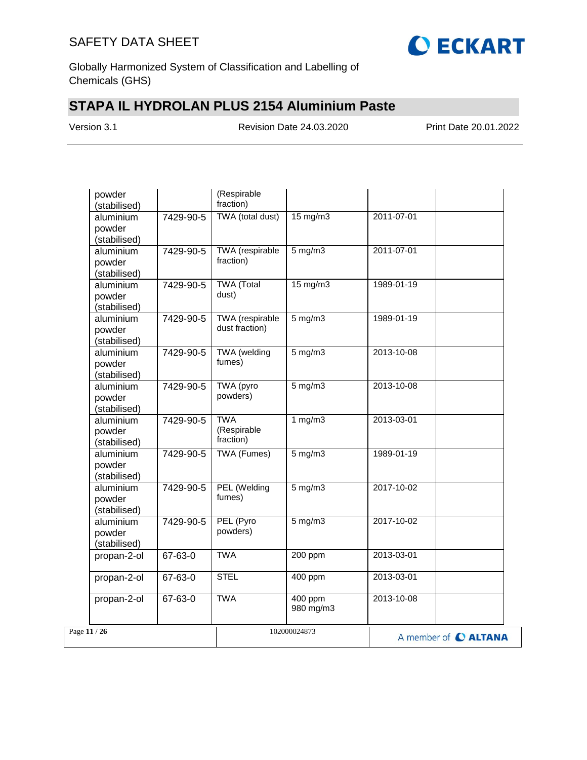| | | | | | |
|---|---|---|---|---|---|
| powder (stabilised) | | (Respirable fraction) | | | |
| aluminium powder (stabilised) | 7429-90-5 | TWA (total dust) | 15 mg/m3 | 2011-07-01 | |
| aluminium powder (stabilised) | 7429-90-5 | TWA (respirable fraction) | 5 mg/m3 | 2011-07-01 | |
| aluminium powder (stabilised) | 7429-90-5 | TWA (Total dust) | 15 mg/m3 | 1989-01-19 | |
| aluminium powder (stabilised) | 7429-90-5 | TWA (respirable dust fraction) | 5 mg/m3 | 1989-01-19 | |
| aluminium powder (stabilised) | 7429-90-5 | TWA (welding fumes) | 5 mg/m3 | 2013-10-08 | |
| aluminium powder (stabilised) | 7429-90-5 | TWA (pyro powders) | 5 mg/m3 | 2013-10-08 | |
| aluminium powder (stabilised) | 7429-90-5 | TWA (Respirable fraction) | 1 mg/m3 | 2013-03-01 | |
| aluminium powder (stabilised) | 7429-90-5 | TWA (Fumes) | 5 mg/m3 | 1989-01-19 | |
| aluminium powder (stabilised) | 7429-90-5 | PEL (Welding fumes) | 5 mg/m3 | 2017-10-02 | |
| aluminium powder (stabilised) | 7429-90-5 | PEL (Pyro powders) | 5 mg/m3 | 2017-10-02 | |
| propan-2-ol | 67-63-0 | TWA | 200 ppm | 2013-03-01 | |
| propan-2-ol | 67-63-0 | STEL | 400 ppm | 2013-03-01 | |
| propan-2-ol | 67-63-0 | TWA | 400 ppm 980 mg/m3 | 2013-10-08 | |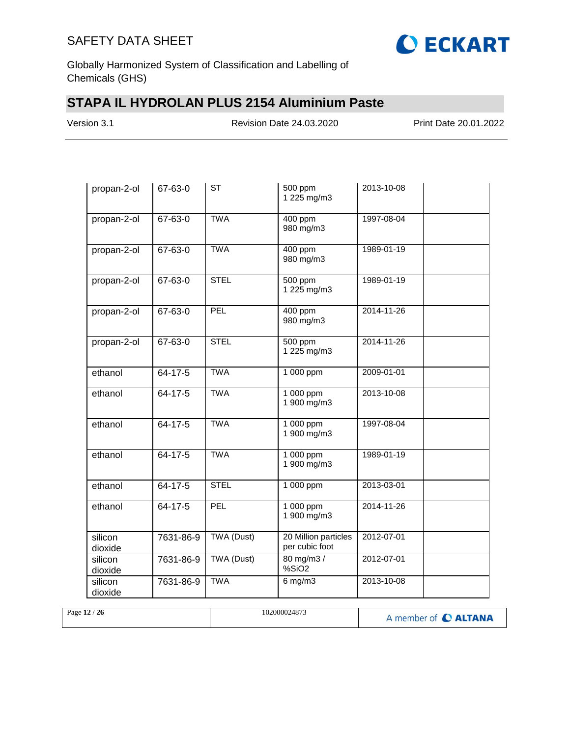| | | | | | |
|---|---|---|---|---|---|
| propan-2-ol | 67-63-0 | ST | 500 ppm<br>1 225 mg/m3 | 2013-10-08 | |
| propan-2-ol | 67-63-0 | TWA | 400 ppm<br>980 mg/m3 | 1997-08-04 | |
| propan-2-ol | 67-63-0 | TWA | 400 ppm<br>980 mg/m3 | 1989-01-19 | |
| propan-2-ol | 67-63-0 | STEL | 500 ppm<br>1 225 mg/m3 | 1989-01-19 | |
| propan-2-ol | 67-63-0 | PEL | 400 ppm<br>980 mg/m3 | 2014-11-26 | |
| propan-2-ol | 67-63-0 | STEL | 500 ppm<br>1 225 mg/m3 | 2014-11-26 | |
| ethanol | 64-17-5 | TWA | 1 000 ppm | 2009-01-01 | |
| ethanol | 64-17-5 | TWA | 1 000 ppm<br>1 900 mg/m3 | 2013-10-08 | |
| ethanol | 64-17-5 | TWA | 1 000 ppm<br>1 900 mg/m3 | 1997-08-04 | |
| ethanol | 64-17-5 | TWA | 1 000 ppm<br>1 900 mg/m3 | 1989-01-19 | |
| ethanol | 64-17-5 | STEL | 1 000 ppm | 2013-03-01 | |
| ethanol | 64-17-5 | PEL | 1 000 ppm<br>1 900 mg/m3 | 2014-11-26 | |
| silicon dioxide | 7631-86-9 | TWA (Dust) | 20 Million particles per cubic foot | 2012-07-01 | |
| silicon dioxide | 7631-86-9 | TWA (Dust) | 80 mg/m3 / %SiO2 | 2012-07-01 | |
| silicon dioxide | 7631-86-9 | TWA | 6 mg/m3 | 2013-10-08 | |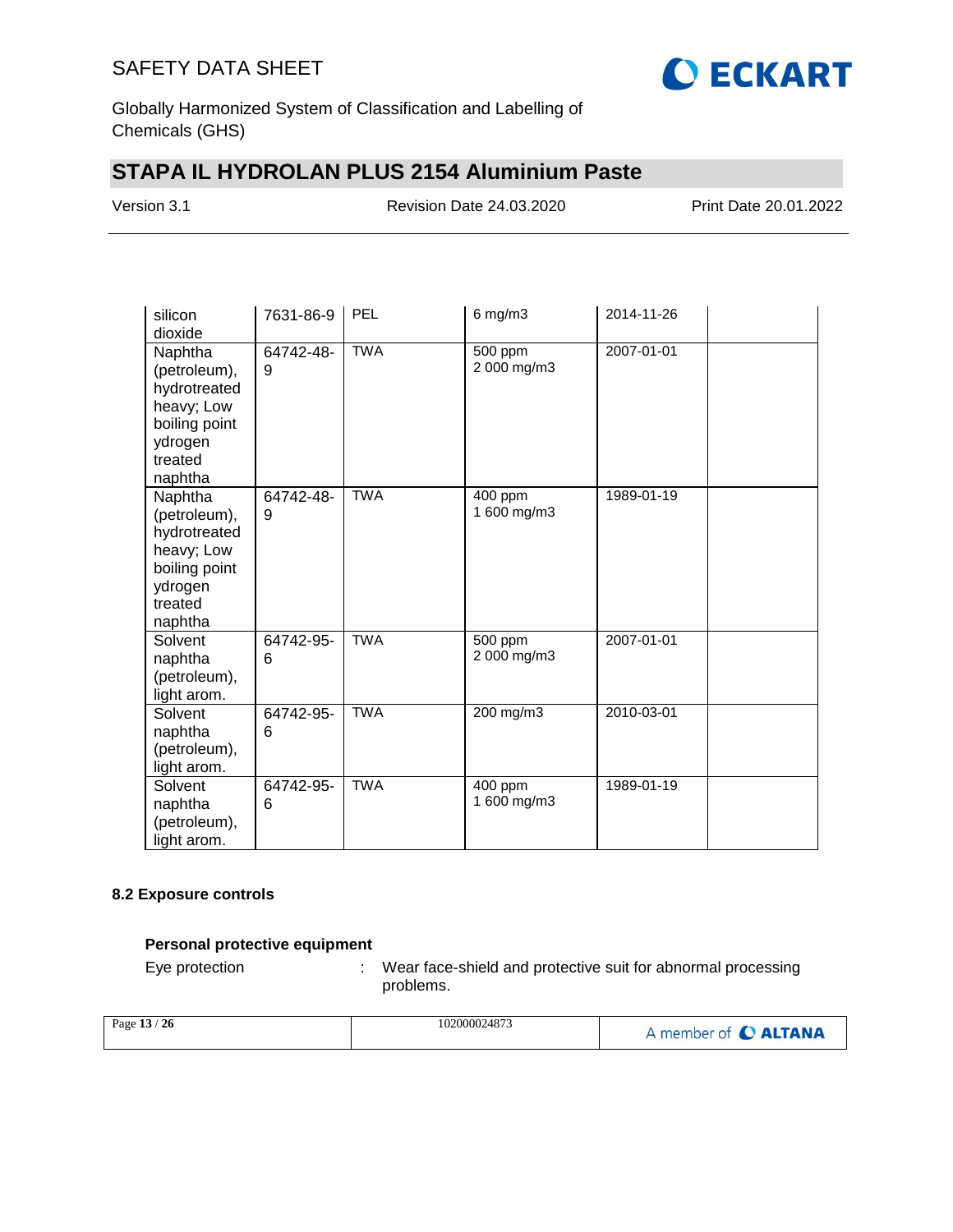| | | | | | |
|---|---|---|---|---|---|
| silicon dioxide | 7631-86-9 | PEL | 6 mg/m3 | 2014-11-26 | |
| Naphtha (petroleum), hydrotreated heavy; Low boiling point ydrogen treated naphtha | 64742-48-9 | TWA | 500 ppm 2 000 mg/m3 | 2007-01-01 | |
| Naphtha (petroleum), hydrotreated heavy; Low boiling point ydrogen treated naphtha | 64742-48-9 | TWA | 400 ppm 1 600 mg/m3 | 1989-01-19 | |
| Solvent naphtha (petroleum), light arom. | 64742-95-6 | TWA | 500 ppm 2 000 mg/m3 | 2007-01-01 | |
| Solvent naphtha (petroleum), light arom. | 64742-95-6 | TWA | 200 mg/m3 | 2010-03-01 | |
| Solvent naphtha (petroleum), light arom. | 64742-95-6 | TWA | 400 ppm 1 600 mg/m3 | 1989-01-19 | |

### 8.2 Exposure controls

**Personal protective equipment**

Eye protection : Wear face-shield and protective suit for abnormal processing problems.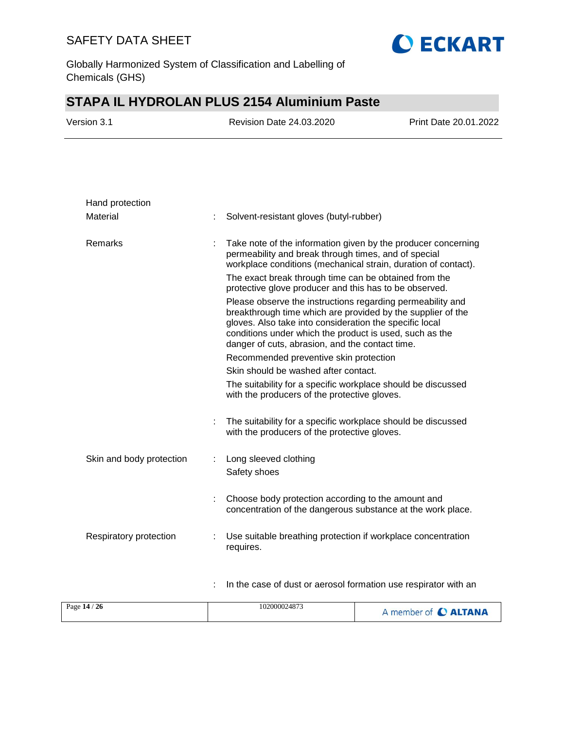Hand protection

| | | |
|---|---|---|
| Material | : | Solvent-resistant gloves (butyl-rubber) |
| Remarks | : | Take note of the information given by the producer concerning permeability and break through times, and of special workplace conditions (mechanical strain, duration of contact).<br>The exact break through time can be obtained from the protective glove producer and this has to be observed.<br>Please observe the instructions regarding permeability and breakthrough time which are provided by the supplier of the gloves. Also take into consideration the specific local conditions under which the product is used, such as the danger of cuts, abrasion, and the contact time.<br>Recommended preventive skin protection<br>Skin should be washed after contact.<br>The suitability for a specific workplace should be discussed with the producers of the protective gloves. |
| | : | The suitability for a specific workplace should be discussed with the producers of the protective gloves. |
| Skin and body protection | : | Long sleeved clothing<br>Safety shoes |
| | : | Choose body protection according to the amount and concentration of the dangerous substance at the work place. |
| Respiratory protection | : | Use suitable breathing protection if workplace concentration requires. |
| | : | In the case of dust or aerosol formation use respirator with an |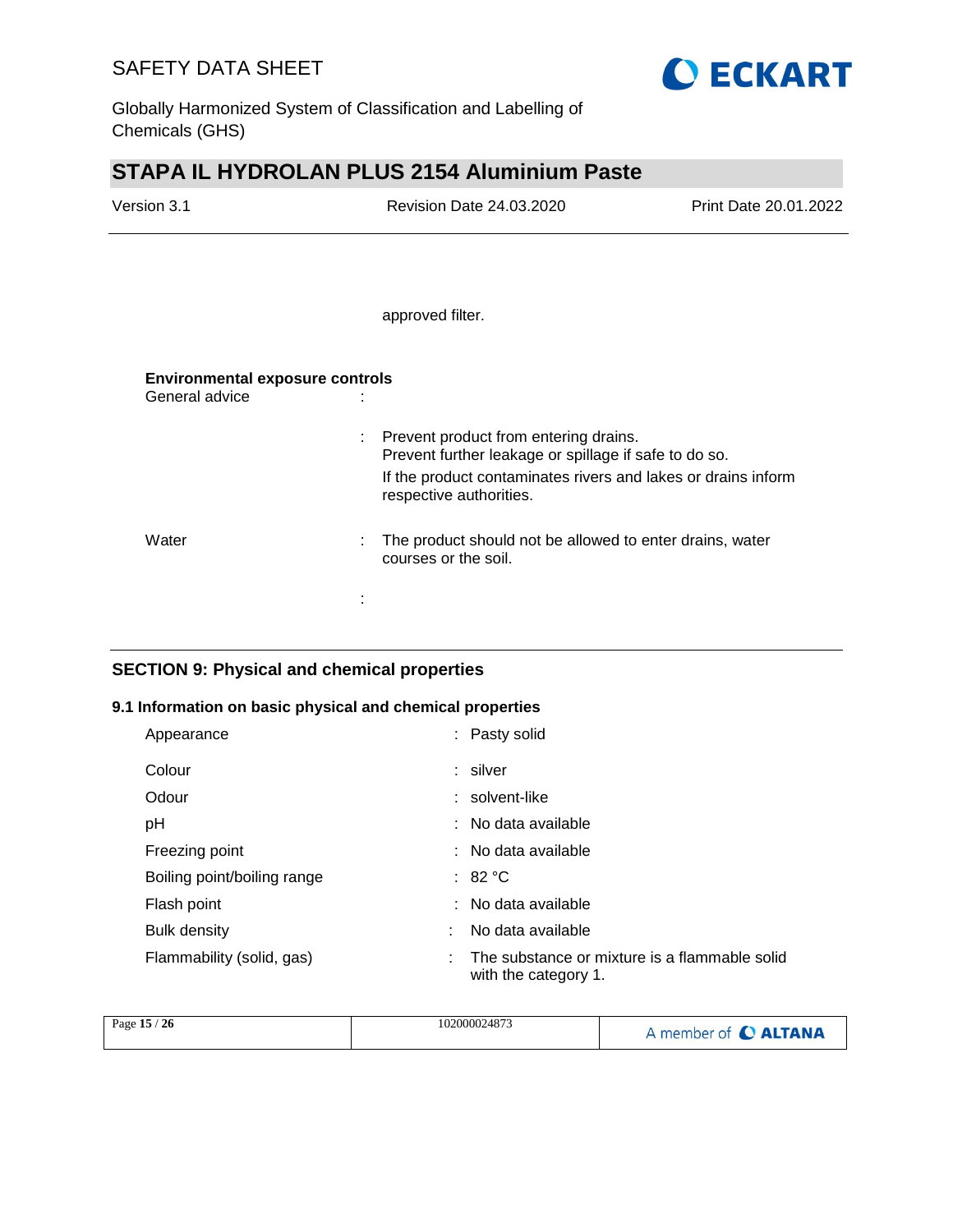approved filter.

**Environmental exposure controls**

| | | |
|---|---|---|
| General advice | : | |
| | : | Prevent product from entering drains.<br>Prevent further leakage or spillage if safe to do so.<br>If the product contaminates rivers and lakes or drains inform respective authorities. |
| Water | : | The product should not be allowed to enter drains, water courses or the soil. |
| | : | |

## SECTION 9: Physical and chemical properties

### 9.1 Information on basic physical and chemical properties

| | | |
|---|---|---|
| Appearance | : | Pasty solid |
| Colour | : | silver |
| Odour | : | solvent-like |
| pH | : | No data available |
| Freezing point | : | No data available |
| Boiling point/boiling range | : | 82 °C |
| Flash point | : | No data available |
| Bulk density | : | No data available |
| Flammability (solid, gas) | : | The substance or mixture is a flammable solid with the category 1. |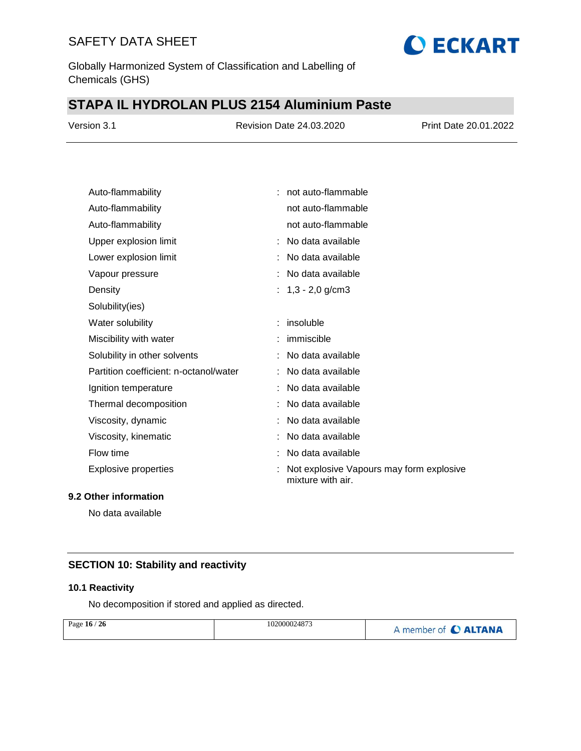| | | |
|---|---|---|
| Auto-flammability | : | not auto-flammable |
| Auto-flammability | | not auto-flammable |
| Auto-flammability | | not auto-flammable |
| Upper explosion limit | : | No data available |
| Lower explosion limit | : | No data available |
| Vapour pressure | : | No data available |
| Density | : | 1,3 - 2,0 g/cm3 |
| Solubility(ies) | | |
| Water solubility | : | insoluble |
| Miscibility with water | : | immiscible |
| Solubility in other solvents | : | No data available |
| Partition coefficient: n-octanol/water | : | No data available |
| Ignition temperature | : | No data available |
| Thermal decomposition | : | No data available |
| Viscosity, dynamic | : | No data available |
| Viscosity, kinematic | : | No data available |
| Flow time | : | No data available |
| Explosive properties | : | Not explosive Vapours may form explosive mixture with air. |

### 9.2 Other information

No data available

## SECTION 10: Stability and reactivity

### 10.1 Reactivity

No decomposition if stored and applied as directed.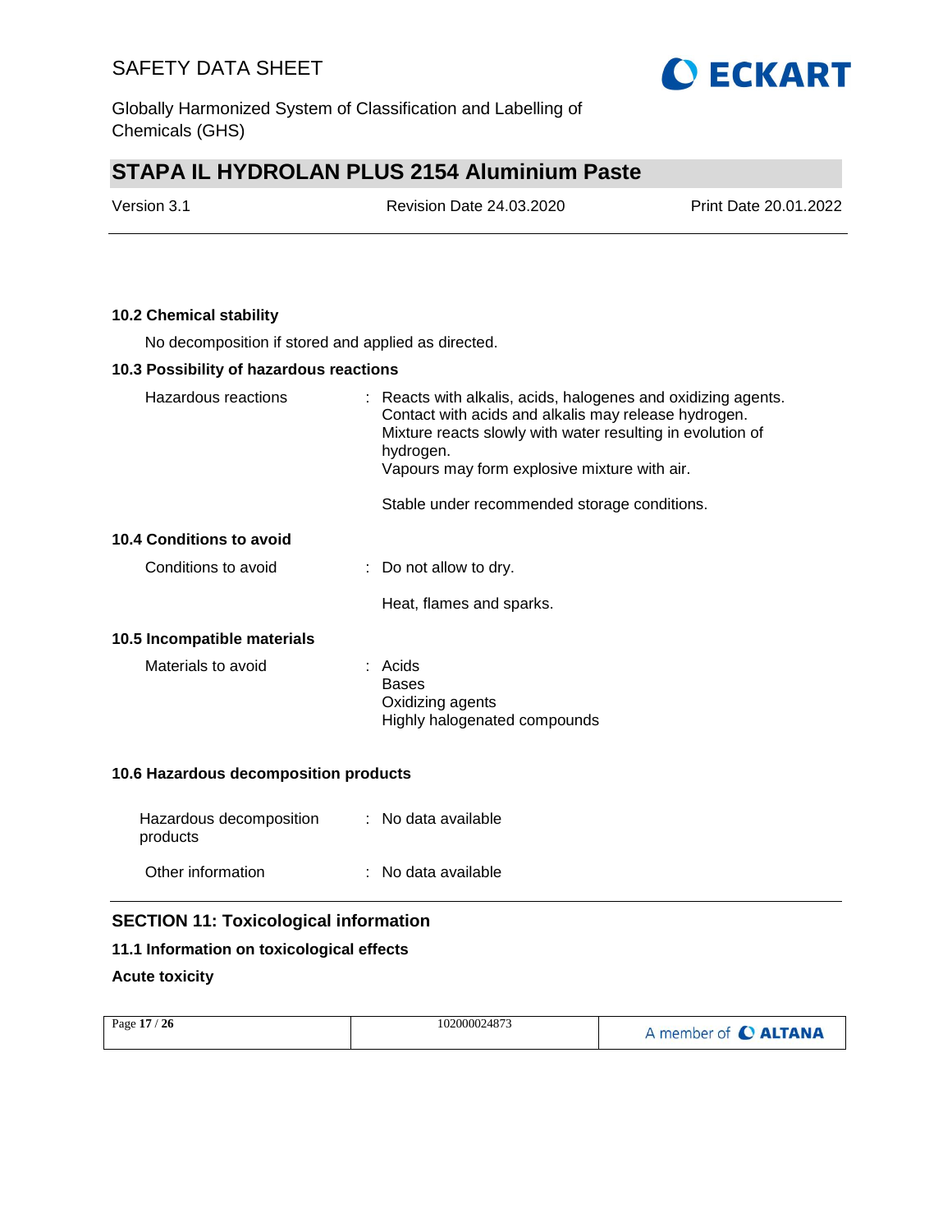### 10.2 Chemical stability

No decomposition if stored and applied as directed.

### 10.3 Possibility of hazardous reactions

Hazardous reactions : Reacts with alkalis, acids, halogenes and oxidizing agents. Contact with acids and alkalis may release hydrogen. Mixture reacts slowly with water resulting in evolution of hydrogen. Vapours may form explosive mixture with air.

Stable under recommended storage conditions.

### 10.4 Conditions to avoid

Conditions to avoid : Do not allow to dry.

Heat, flames and sparks.

### 10.5 Incompatible materials

Materials to avoid : Acids
Bases
Oxidizing agents
Highly halogenated compounds

### 10.6 Hazardous decomposition products

Hazardous decomposition products : No data available

Other information : No data available

## SECTION 11: Toxicological information

### 11.1 Information on toxicological effects

**Acute toxicity**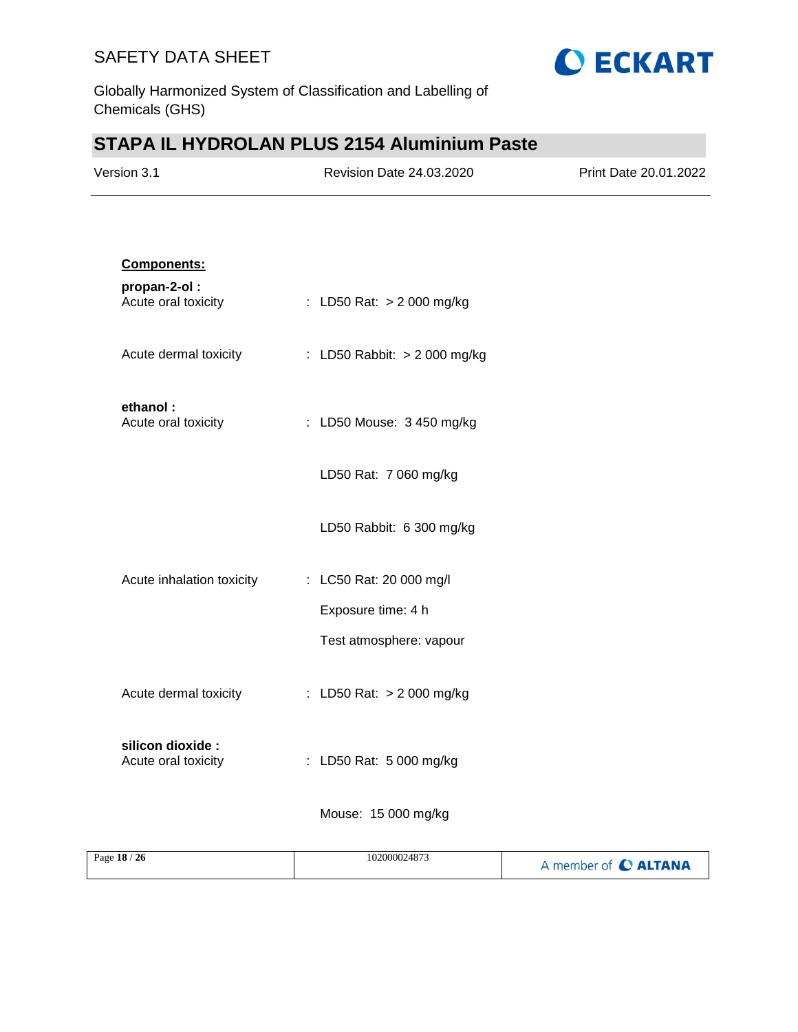**Components:**

**propan-2-ol :**

Acute oral toxicity : LD50 Rat: > 2 000 mg/kg

Acute dermal toxicity : LD50 Rabbit: > 2 000 mg/kg

**ethanol :**

Acute oral toxicity : LD50 Mouse: 3 450 mg/kg

LD50 Rat: 7 060 mg/kg

LD50 Rabbit: 6 300 mg/kg

Acute inhalation toxicity : LC50 Rat: 20 000 mg/l

Exposure time: 4 h

Test atmosphere: vapour

Acute dermal toxicity : LD50 Rat: > 2 000 mg/kg

**silicon dioxide :**

Acute oral toxicity : LD50 Rat: 5 000 mg/kg

Mouse: 15 000 mg/kg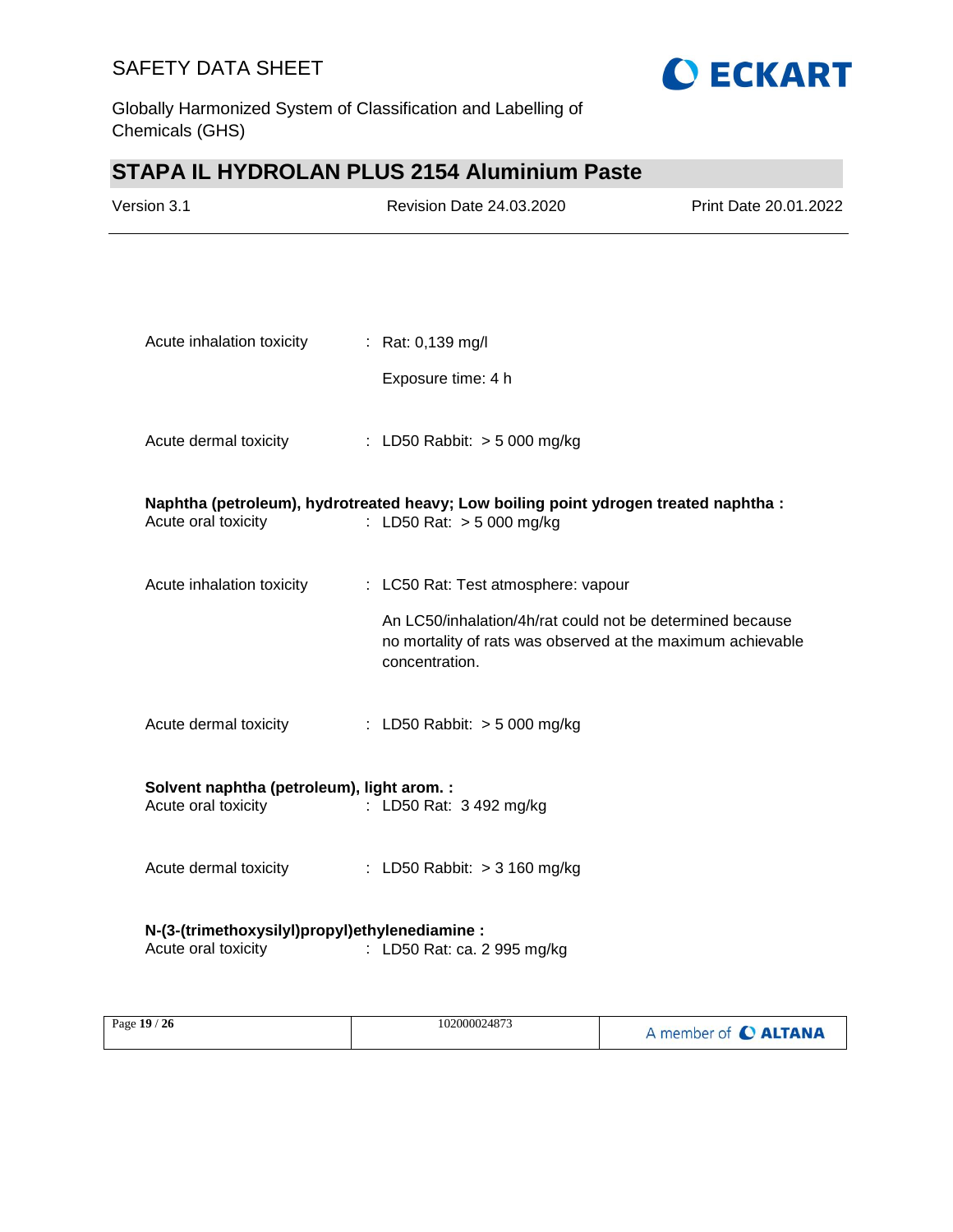Acute inhalation toxicity : Rat: 0,139 mg/l

Exposure time: 4 h

Acute dermal toxicity : LD50 Rabbit: > 5 000 mg/kg

**Naphtha (petroleum), hydrotreated heavy; Low boiling point ydrogen treated naphtha :**

Acute oral toxicity : LD50 Rat: > 5 000 mg/kg

Acute inhalation toxicity : LC50 Rat: Test atmosphere: vapour

An LC50/inhalation/4h/rat could not be determined because no mortality of rats was observed at the maximum achievable concentration.

Acute dermal toxicity : LD50 Rabbit: > 5 000 mg/kg

**Solvent naphtha (petroleum), light arom. :**

Acute oral toxicity : LD50 Rat: 3 492 mg/kg

Acute dermal toxicity : LD50 Rabbit: > 3 160 mg/kg

**N-(3-(trimethoxysilyl)propyl)ethylenediamine :**

Acute oral toxicity : LD50 Rat: ca. 2 995 mg/kg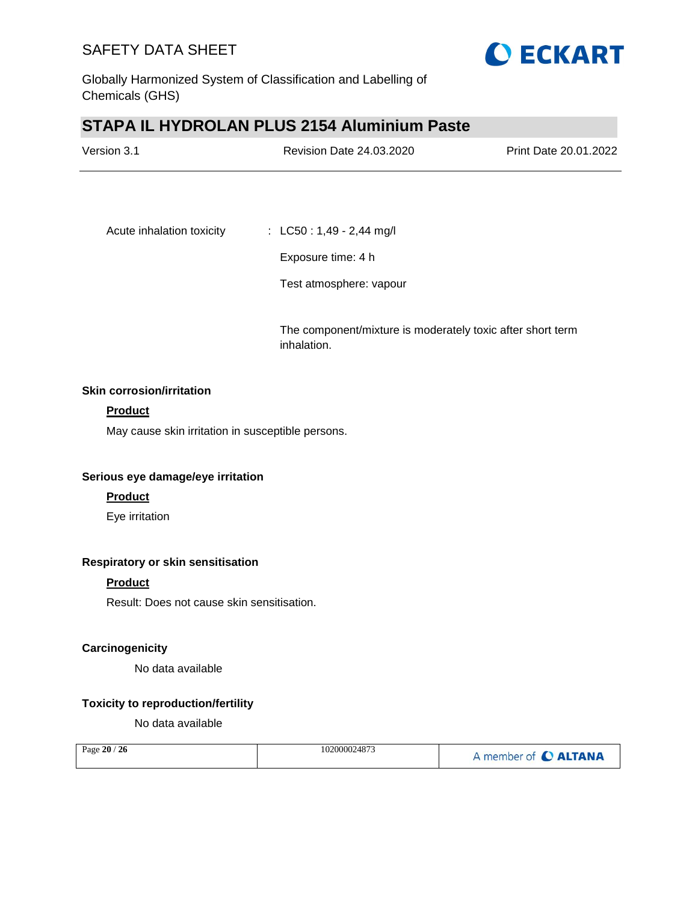Acute inhalation toxicity : LC50 : 1,49 - 2,44 mg/l

Exposure time: 4 h

Test atmosphere: vapour

The component/mixture is moderately toxic after short term inhalation.

**Skin corrosion/irritation**

**Product**

May cause skin irritation in susceptible persons.

**Serious eye damage/eye irritation**

**Product**

Eye irritation

**Respiratory or skin sensitisation**

**Product**

Result: Does not cause skin sensitisation.

**Carcinogenicity**

No data available

**Toxicity to reproduction/fertility**

No data available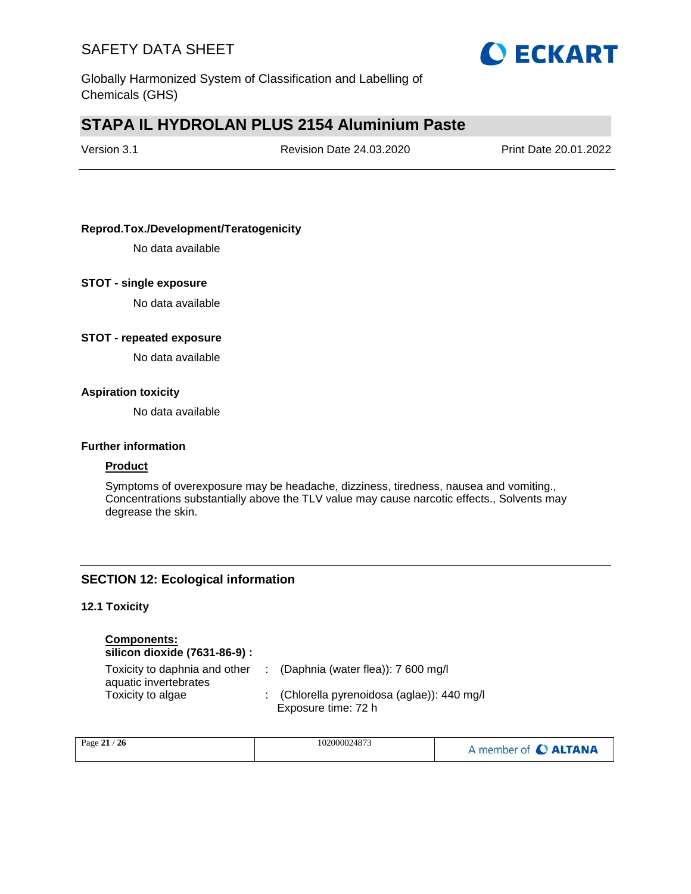**Reprod.Tox./Development/Teratogenicity**

No data available

**STOT - single exposure**

No data available

**STOT - repeated exposure**

No data available

**Aspiration toxicity**

No data available

**Further information**

**Product**

Symptoms of overexposure may be headache, dizziness, tiredness, nausea and vomiting., Concentrations substantially above the TLV value may cause narcotic effects., Solvents may degrease the skin.

## SECTION 12: Ecological information

### 12.1 Toxicity

**Components:**

**silicon dioxide (7631-86-9) :**

| | | |
|---|---|---|
| Toxicity to daphnia and other aquatic invertebrates | : | (Daphnia (water flea)): 7 600 mg/l |
| Toxicity to algae | : | (Chlorella pyrenoidosa (aglae)): 440 mg/l<br>Exposure time: 72 h |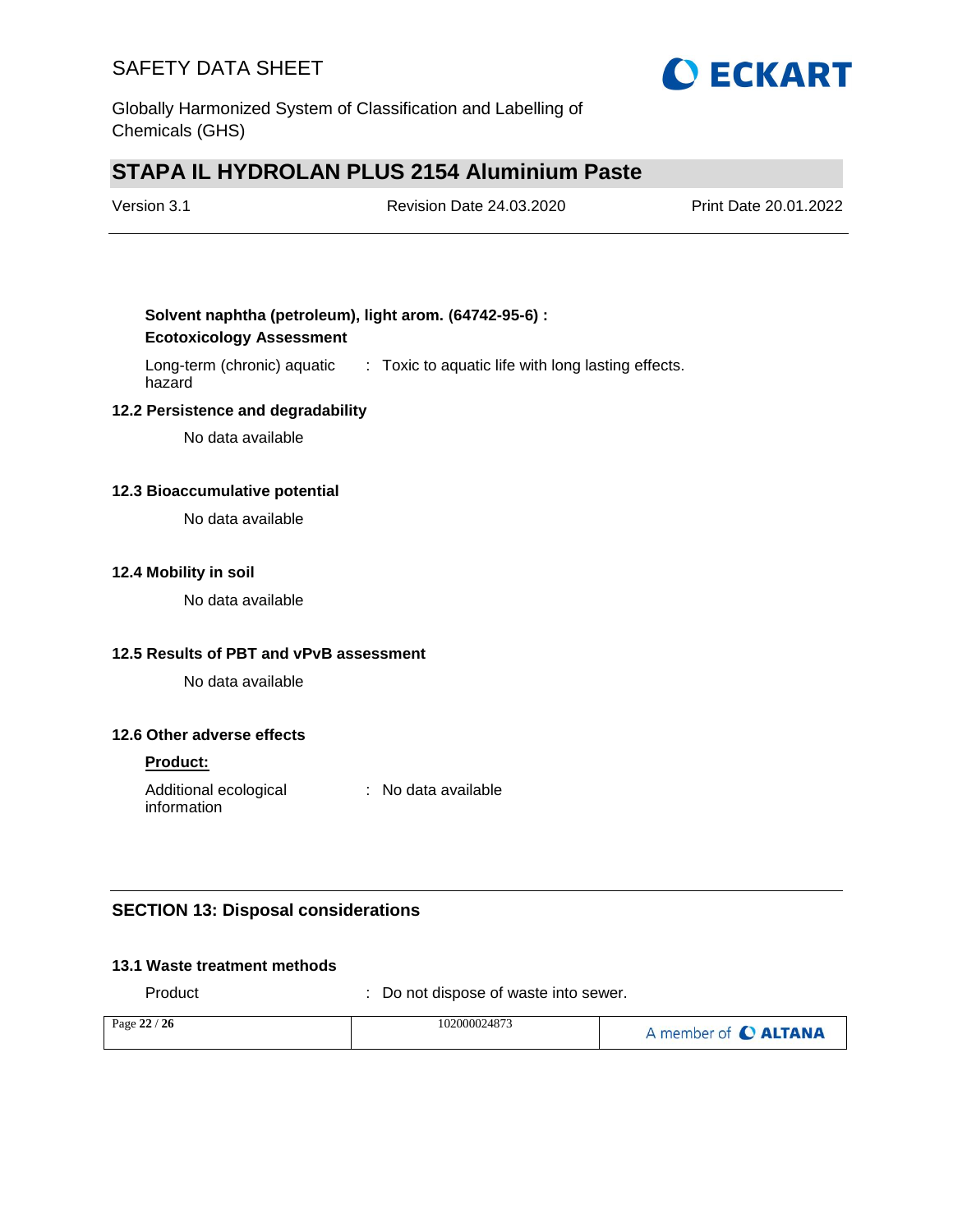**Solvent naphtha (petroleum), light arom. (64742-95-6) :**

**Ecotoxicology Assessment**

Long-term (chronic) aquatic hazard : Toxic to aquatic life with long lasting effects.

### 12.2 Persistence and degradability

No data available

### 12.3 Bioaccumulative potential

No data available

### 12.4 Mobility in soil

No data available

### 12.5 Results of PBT and vPvB assessment

No data available

### 12.6 Other adverse effects

**Product:**

Additional ecological information : No data available

## SECTION 13: Disposal considerations

### 13.1 Waste treatment methods

Product : Do not dispose of waste into sewer.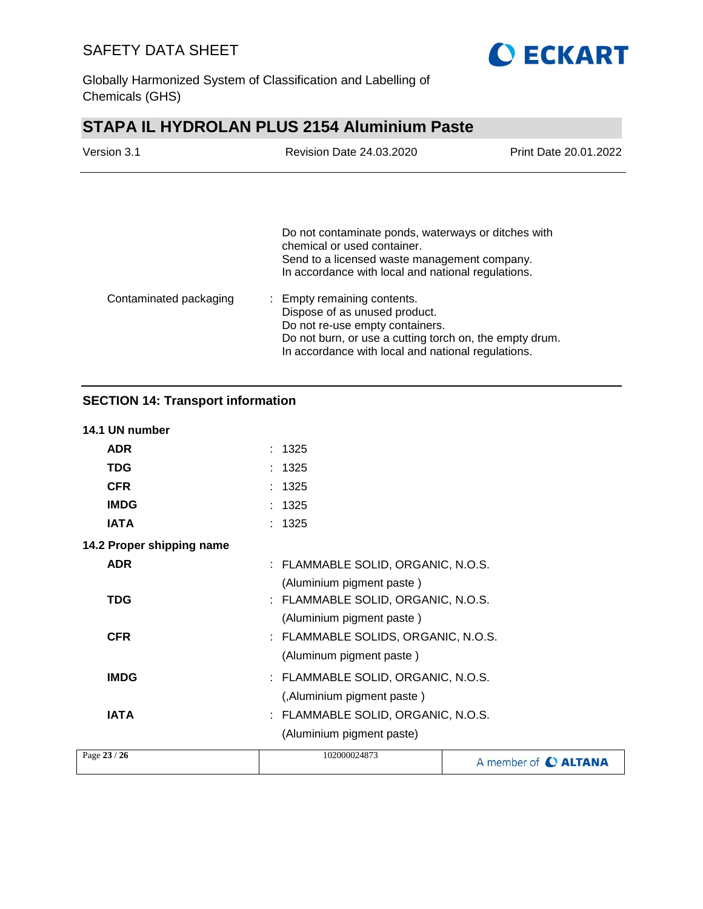Do not contaminate ponds, waterways or ditches with chemical or used container.
Send to a licensed waste management company.
In accordance with local and national regulations.

Contaminated packaging : Empty remaining contents.
Dispose of as unused product.
Do not re-use empty containers.
Do not burn, or use a cutting torch on, the empty drum.
In accordance with local and national regulations.

## SECTION 14: Transport information

**14.1 UN number**

| | |
|---|---|
| **ADR** | : 1325 |
| **TDG** | : 1325 |
| **CFR** | : 1325 |
| **IMDG** | : 1325 |
| **IATA** | : 1325 |

**14.2 Proper shipping name**

| | |
|---|---|
| **ADR** | : FLAMMABLE SOLID, ORGANIC, N.O.S. (Aluminium pigment paste ) |
| **TDG** | : FLAMMABLE SOLID, ORGANIC, N.O.S. (Aluminium pigment paste ) |
| **CFR** | : FLAMMABLE SOLIDS, ORGANIC, N.O.S. (Aluminum pigment paste ) |
| **IMDG** | : FLAMMABLE SOLID, ORGANIC, N.O.S. (,Aluminium pigment paste ) |
| **IATA** | : FLAMMABLE SOLID, ORGANIC, N.O.S. (Aluminium pigment paste) |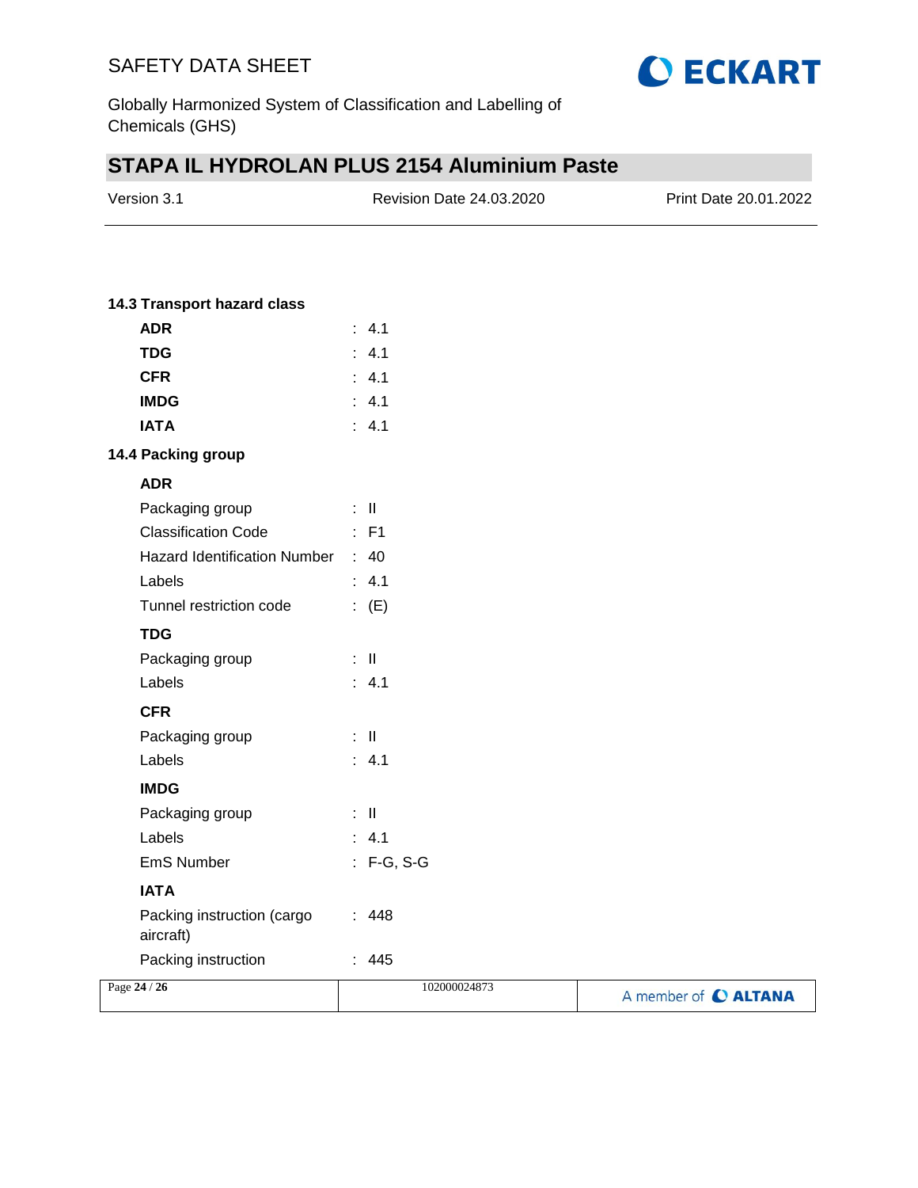### 14.3 Transport hazard class

| | | |
|---|---|---|
| **ADR** | : | 4.1 |
| **TDG** | : | 4.1 |
| **CFR** | : | 4.1 |
| **IMDG** | : | 4.1 |
| **IATA** | : | 4.1 |

### 14.4 Packing group

**ADR**

| | | |
|---|---|---|
| Packaging group | : | II |
| Classification Code | : | F1 |
| Hazard Identification Number | : | 40 |
| Labels | : | 4.1 |
| Tunnel restriction code | : | (E) |

**TDG**

| | | |
|---|---|---|
| Packaging group | : | II |
| Labels | : | 4.1 |

**CFR**

| | | |
|---|---|---|
| Packaging group | : | II |
| Labels | : | 4.1 |

**IMDG**

| | | |
|---|---|---|
| Packaging group | : | II |
| Labels | : | 4.1 |
| EmS Number | : | F-G, S-G |

**IATA**

| | | |
|---|---|---|
| Packing instruction (cargo aircraft) | : | 448 |
| Packing instruction | : | 445 |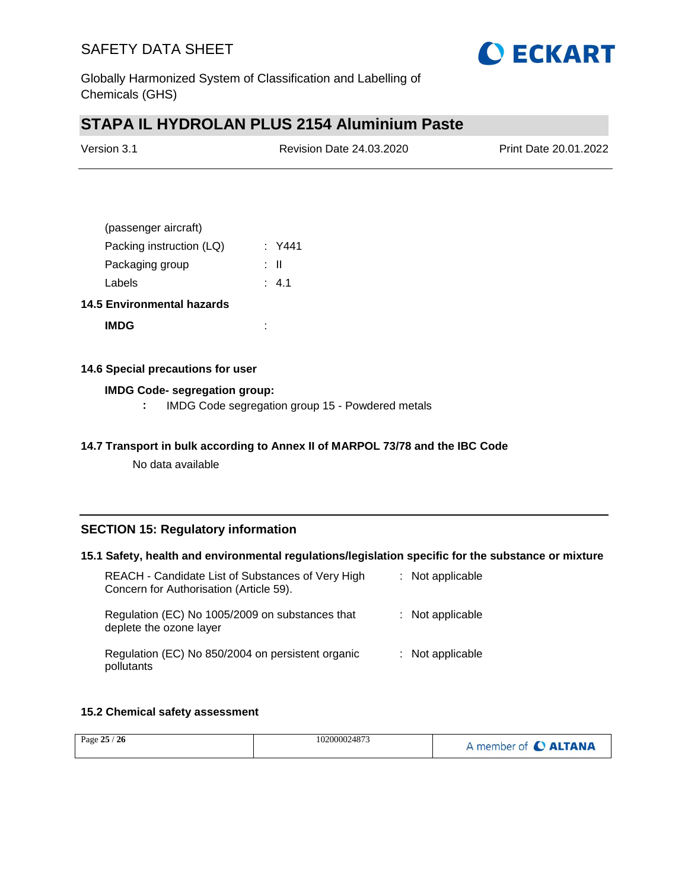| | |
|---|---|
| (passenger aircraft) | |
| Packing instruction (LQ) | : Y441 |
| Packaging group | : II |
| Labels | : 4.1 |

**14.5 Environmental hazards**

| | |
|---|---|
| **IMDG** | : |

**14.6 Special precautions for user**

**IMDG Code- segregation group:**

**:** IMDG Code segregation group 15 - Powdered metals

**14.7 Transport in bulk according to Annex II of MARPOL 73/78 and the IBC Code**

No data available

## SECTION 15: Regulatory information

**15.1 Safety, health and environmental regulations/legislation specific for the substance or mixture**

| | |
|---|---|
| REACH - Candidate List of Substances of Very High Concern for Authorisation (Article 59). | : Not applicable |
| Regulation (EC) No 1005/2009 on substances that deplete the ozone layer | : Not applicable |
| Regulation (EC) No 850/2004 on persistent organic pollutants | : Not applicable |

**15.2 Chemical safety assessment**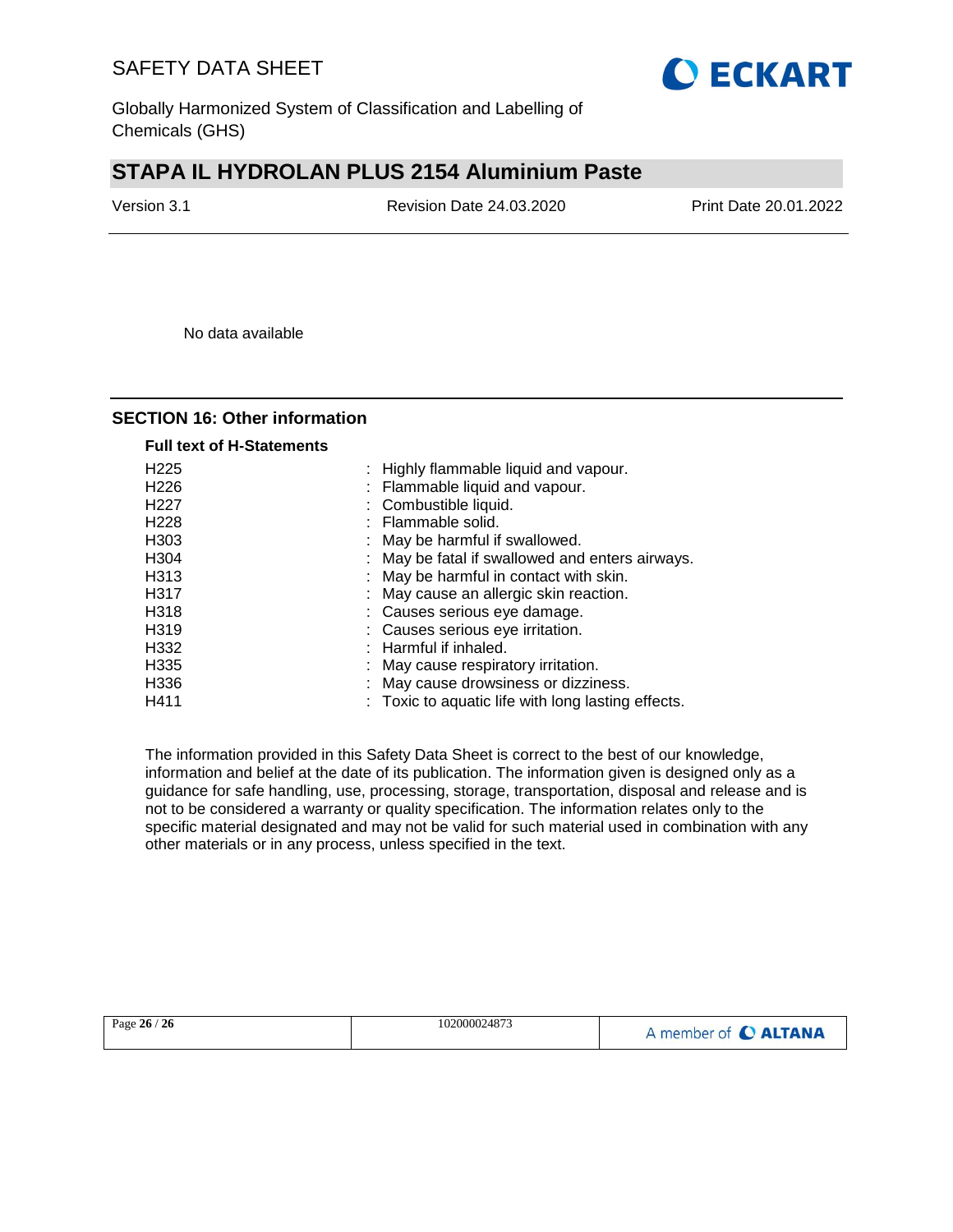No data available

## SECTION 16: Other information

**Full text of H-Statements**

| | |
|---|---|
| H225 | : Highly flammable liquid and vapour. |
| H226 | : Flammable liquid and vapour. |
| H227 | : Combustible liquid. |
| H228 | : Flammable solid. |
| H303 | : May be harmful if swallowed. |
| H304 | : May be fatal if swallowed and enters airways. |
| H313 | : May be harmful in contact with skin. |
| H317 | : May cause an allergic skin reaction. |
| H318 | : Causes serious eye damage. |
| H319 | : Causes serious eye irritation. |
| H332 | : Harmful if inhaled. |
| H335 | : May cause respiratory irritation. |
| H336 | : May cause drowsiness or dizziness. |
| H411 | : Toxic to aquatic life with long lasting effects. |

The information provided in this Safety Data Sheet is correct to the best of our knowledge, information and belief at the date of its publication. The information given is designed only as a guidance for safe handling, use, processing, storage, transportation, disposal and release and is not to be considered a warranty or quality specification. The information relates only to the specific material designated and may not be valid for such material used in combination with any other materials or in any process, unless specified in the text.